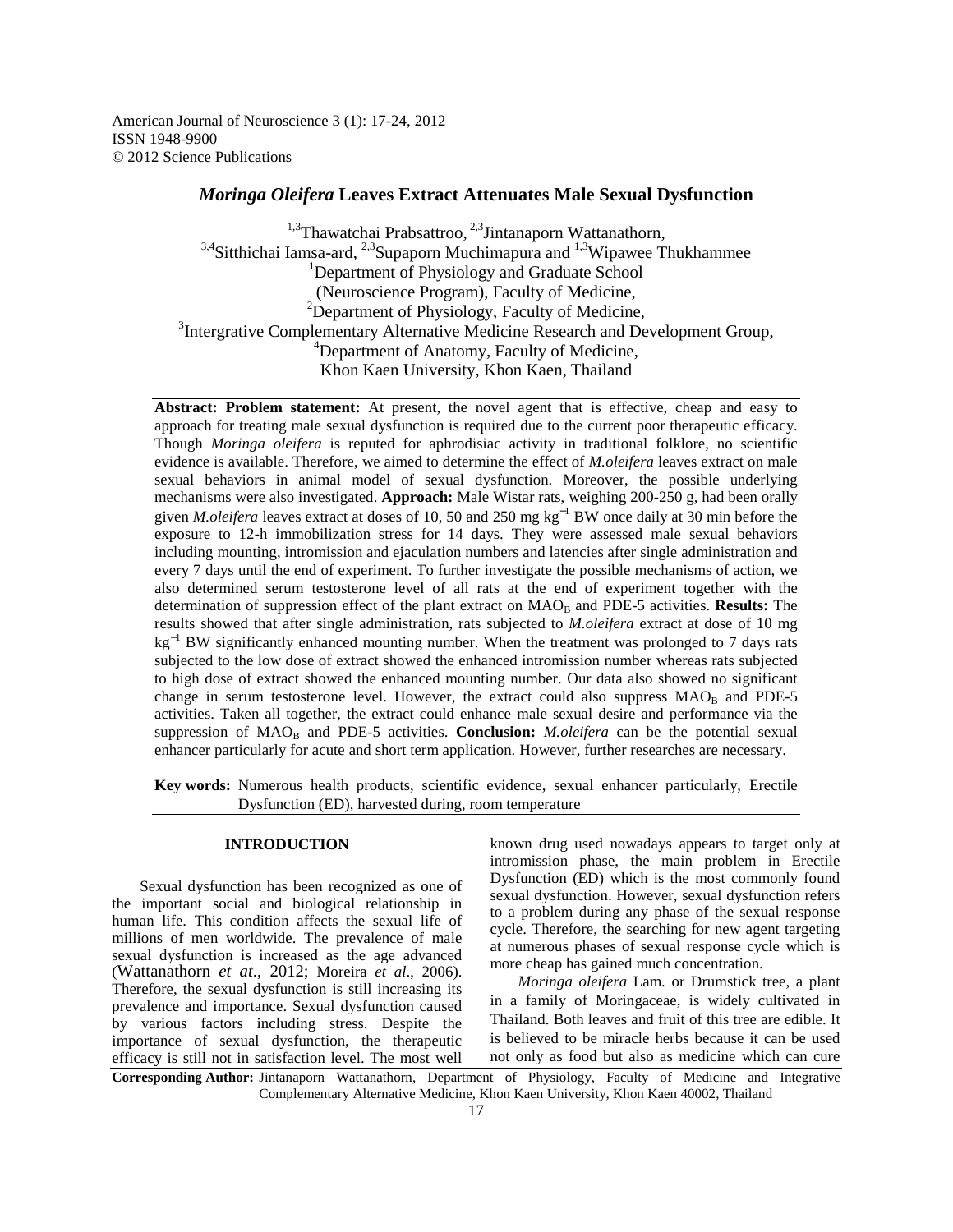American Journal of Neuroscience 3 (1): 17-24, 2012
ISSN 1948-9900
© 2012 Science Publications

# *Moringa Oleifera* Leaves Extract Attenuates Male Sexual Dysfunction

[1,3]Thawatchai Prabsattroo, [2,3]Jintanaporn Wattanathorn, [3,4]Sitthichai Iamsa-ard, [2,3]Supaporn Muchimapura and [1,3]Wipawee Thukhammee

[1]Department of Physiology and Graduate School (Neuroscience Program), Faculty of Medicine,
[2]Department of Physiology, Faculty of Medicine,
[3]Intergrative Complementary Alternative Medicine Research and Development Group,
[4]Department of Anatomy, Faculty of Medicine,
Khon Kaen University, Khon Kaen, Thailand

**Abstract: Problem statement:** At present, the novel agent that is effective, cheap and easy to approach for treating male sexual dysfunction is required due to the current poor therapeutic efficacy. Though *Moringa oleifera* is reputed for aphrodisiac activity in traditional folklore, no scientific evidence is available. Therefore, we aimed to determine the effect of *M.oleifera* leaves extract on male sexual behaviors in animal model of sexual dysfunction. Moreover, the possible underlying mechanisms were also investigated. **Approach:** Male Wistar rats, weighing 200-250 g, had been orally given *M.oleifera* leaves extract at doses of 10, 50 and 250 mg $kg^{-1}$ BW once daily at 30 min before the exposure to 12-h immobilization stress for 14 days. They were assessed male sexual behaviors including mounting, intromission and ejaculation numbers and latencies after single administration and every 7 days until the end of experiment. To further investigate the possible mechanisms of action, we also determined serum testosterone level of all rats at the end of experiment together with the determination of suppression effect of the plant extract on $MAO_B$ and PDE-5 activities. **Results:** The results showed that after single administration, rats subjected to *M.oleifera* extract at dose of 10 mg $kg^{-1}$ BW significantly enhanced mounting number. When the treatment was prolonged to 7 days rats subjected to the low dose of extract showed the enhanced intromission number whereas rats subjected to high dose of extract showed the enhanced mounting number. Our data also showed no significant change in serum testosterone level. However, the extract could also suppress $MAO_B$ and PDE-5 activities. Taken all together, the extract could enhance male sexual desire and performance via the suppression of $MAO_B$ and PDE-5 activities. **Conclusion:** *M.oleifera* can be the potential sexual enhancer particularly for acute and short term application. However, further researches are necessary.

**Key words:** Numerous health products, scientific evidence, sexual enhancer particularly, Erectile Dysfunction (ED), harvested during, room temperature

## INTRODUCTION

Sexual dysfunction has been recognized as one of the important social and biological relationship in human life. This condition affects the sexual life of millions of men worldwide. The prevalence of male sexual dysfunction is increased as the age advanced (Wattanathorn *et at*., 2012; Moreira *et al*., 2006). Therefore, the sexual dysfunction is still increasing its prevalence and importance. Sexual dysfunction caused by various factors including stress. Despite the importance of sexual dysfunction, the therapeutic efficacy is still not in satisfaction level. The most well known drug used nowadays appears to target only at intromission phase, the main problem in Erectile Dysfunction (ED) which is the most commonly found sexual dysfunction. However, sexual dysfunction refers to a problem during any phase of the sexual response cycle. Therefore, the searching for new agent targeting at numerous phases of sexual response cycle which is more cheap has gained much concentration.

*Moringa oleifera* Lam. or Drumstick tree, a plant in a family of Moringaceae, is widely cultivated in Thailand. Both leaves and fruit of this tree are edible. It is believed to be miracle herbs because it can be used not only as food but also as medicine which can cure

**Corresponding Author:** Jintanaporn Wattanathorn, Department of Physiology, Faculty of Medicine and Integrative Complementary Alternative Medicine, Khon Kaen University, Khon Kaen 40002, Thailand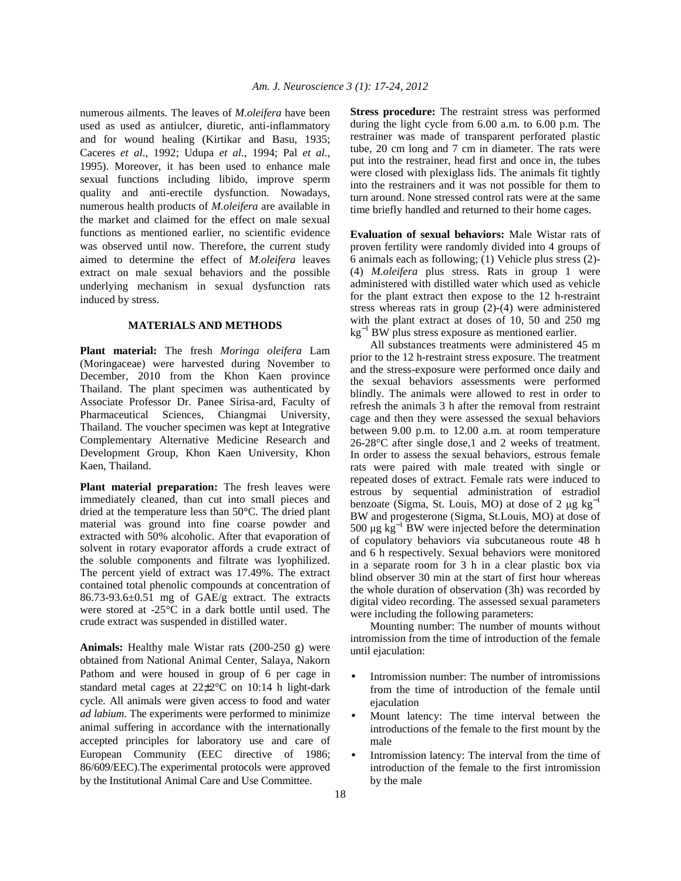numerous ailments. The leaves of *M.oleifera* have been used as used as antiulcer, diuretic, anti-inflammatory and for wound healing (Kirtikar and Basu, 1935; Caceres *et al*., 1992; Udupa *et al*., 1994; Pal *et al*., 1995). Moreover, it has been used to enhance male sexual functions including libido, improve sperm quality and anti-erectile dysfunction. Nowadays, numerous health products of *M.oleifera* are available in the market and claimed for the effect on male sexual functions as mentioned earlier, no scientific evidence was observed until now. Therefore, the current study aimed to determine the effect of *M.oleifera* leaves extract on male sexual behaviors and the possible underlying mechanism in sexual dysfunction rats induced by stress.

## MATERIALS AND METHODS

**Plant material:** The fresh *Moringa oleifera* Lam (Moringaceae) were harvested during November to December, 2010 from the Khon Kaen province Thailand. The plant specimen was authenticated by Associate Professor Dr. Panee Sirisa-ard, Faculty of Pharmaceutical Sciences, Chiangmai University, Thailand. The voucher specimen was kept at Integrative Complementary Alternative Medicine Research and Development Group, Khon Kaen University, Khon Kaen, Thailand.

**Plant material preparation:** The fresh leaves were immediately cleaned, than cut into small pieces and dried at the temperature less than 50°C. The dried plant material was ground into fine coarse powder and extracted with 50% alcoholic. After that evaporation of solvent in rotary evaporator affords a crude extract of the soluble components and filtrate was lyophilized. The percent yield of extract was 17.49%. The extract contained total phenolic compounds at concentration of 86.73-93.6±0.51 mg of GAE/g extract. The extracts were stored at -25°C in a dark bottle until used. The crude extract was suspended in distilled water.

**Animals:** Healthy male Wistar rats (200-250 g) were obtained from National Animal Center, Salaya, Nakorn Pathom and were housed in group of 6 per cage in standard metal cages at 22±2°C on 10:14 h light-dark cycle. All animals were given access to food and water *ad labium*. The experiments were performed to minimize animal suffering in accordance with the internationally accepted principles for laboratory use and care of European Community (EEC directive of 1986; 86/609/EEC).The experimental protocols were approved by the Institutional Animal Care and Use Committee.

**Stress procedure:** The restraint stress was performed during the light cycle from 6.00 a.m. to 6.00 p.m. The restrainer was made of transparent perforated plastic tube, 20 cm long and 7 cm in diameter. The rats were put into the restrainer, head first and once in, the tubes were closed with plexiglass lids. The animals fit tightly into the restrainers and it was not possible for them to turn around. None stressed control rats were at the same time briefly handled and returned to their home cages.

**Evaluation of sexual behaviors:** Male Wistar rats of proven fertility were randomly divided into 4 groups of 6 animals each as following; (1) Vehicle plus stress (2)-(4) *M.oleifera* plus stress. Rats in group 1 were administered with distilled water which used as vehicle for the plant extract then expose to the 12 h-restraint stress whereas rats in group (2)-(4) were administered with the plant extract at doses of 10, 50 and 250 mg $kg^{-1}$ BW plus stress exposure as mentioned earlier.

All substances treatments were administered 45 m prior to the 12 h-restraint stress exposure. The treatment and the stress-exposure were performed once daily and the sexual behaviors assessments were performed blindly. The animals were allowed to rest in order to refresh the animals 3 h after the removal from restraint cage and then they were assessed the sexual behaviors between 9.00 p.m. to 12.00 a.m. at room temperature 26-28°C after single dose,1 and 2 weeks of treatment. In order to assess the sexual behaviors, estrous female rats were paired with male treated with single or repeated doses of extract. Female rats were induced to estrous by sequential administration of estradiol benzoate (Sigma, St. Louis, MO) at dose of 2 μg $kg^{-1}$ BW and progesterone (Sigma, St.Louis, MO) at dose of 500 μg $kg^{-1}$ BW were injected before the determination of copulatory behaviors via subcutaneous route 48 h and 6 h respectively. Sexual behaviors were monitored in a separate room for 3 h in a clear plastic box via blind observer 30 min at the start of first hour whereas the whole duration of observation (3h) was recorded by digital video recording. The assessed sexual parameters were including the following parameters:

Mounting number: The number of mounts without intromission from the time of introduction of the female until ejaculation:

- Intromission number: The number of intromissions from the time of introduction of the female until ejaculation
- Mount latency: The time interval between the introductions of the female to the first mount by the male
- Intromission latency: The interval from the time of introduction of the female to the first intromission by the male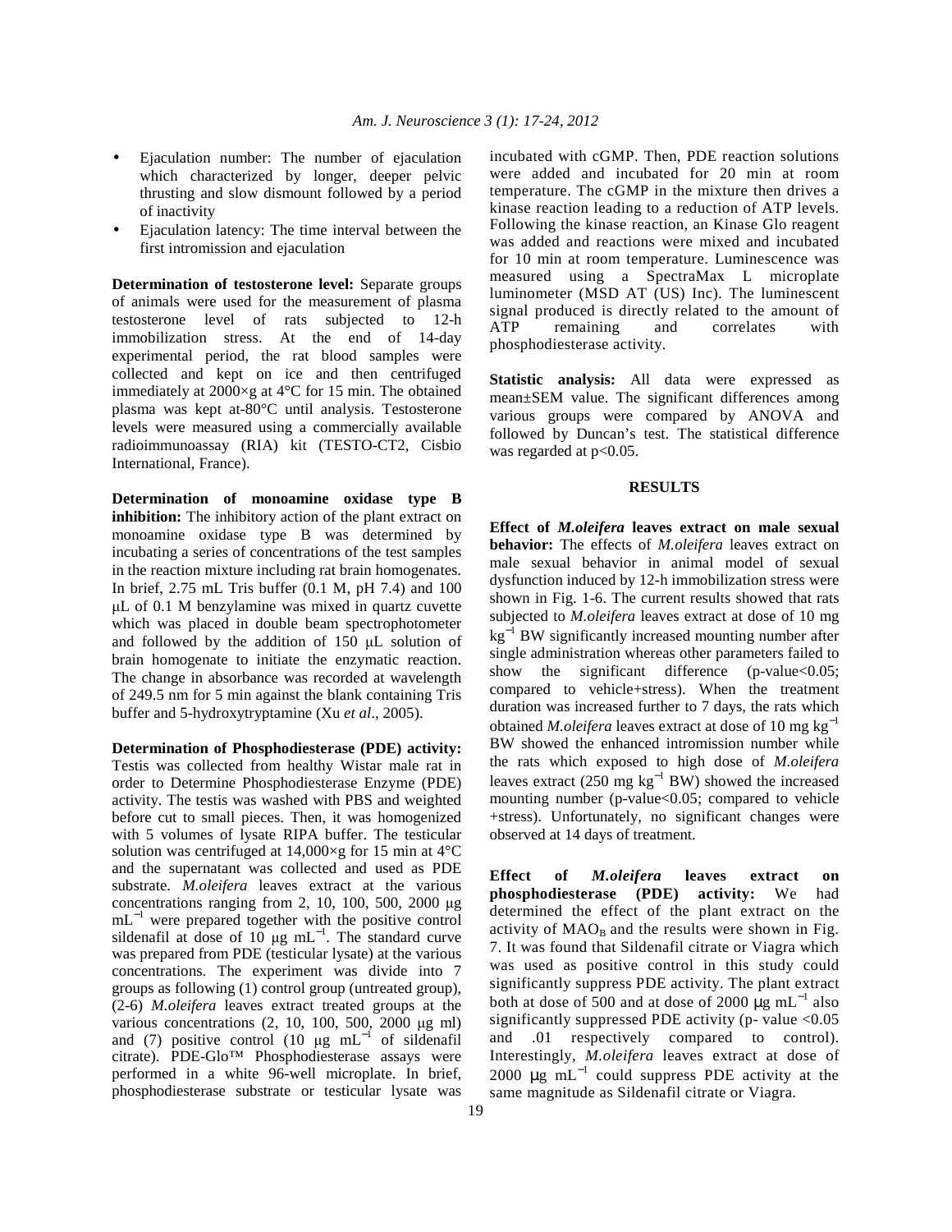- Ejaculation number: The number of ejaculation which characterized by longer, deeper pelvic thrusting and slow dismount followed by a period of inactivity
- Ejaculation latency: The time interval between the first intromission and ejaculation

**Determination of testosterone level:** Separate groups of animals were used for the measurement of plasma testosterone level of rats subjected to 12-h immobilization stress. At the end of 14-day experimental period, the rat blood samples were collected and kept on ice and then centrifuged immediately at 2000×g at 4°C for 15 min. The obtained plasma was kept at-80°C until analysis. Testosterone levels were measured using a commercially available radioimmunoassay (RIA) kit (TESTO-CT2, Cisbio International, France).

**Determination of monoamine oxidase type B inhibition:** The inhibitory action of the plant extract on monoamine oxidase type B was determined by incubating a series of concentrations of the test samples in the reaction mixture including rat brain homogenates. In brief, 2.75 mL Tris buffer (0.1 M, pH 7.4) and 100 μL of 0.1 M benzylamine was mixed in quartz cuvette which was placed in double beam spectrophotometer and followed by the addition of 150 μL solution of brain homogenate to initiate the enzymatic reaction. The change in absorbance was recorded at wavelength of 249.5 nm for 5 min against the blank containing Tris buffer and 5-hydroxytryptamine (Xu *et al*., 2005).

**Determination of Phosphodiesterase (PDE) activity:** Testis was collected from healthy Wistar male rat in order to Determine Phosphodiesterase Enzyme (PDE) activity. The testis was washed with PBS and weighted before cut to small pieces. Then, it was homogenized with 5 volumes of lysate RIPA buffer. The testicular solution was centrifuged at 14,000×g for 15 min at 4°C and the supernatant was collected and used as PDE substrate. *M.oleifera* leaves extract at the various concentrations ranging from 2, 10, 100, 500, 2000 μg $mL^{-1}$ were prepared together with the positive control sildenafil at dose of 10 μg $mL^{-1}$. The standard curve was prepared from PDE (testicular lysate) at the various concentrations. The experiment was divide into 7 groups as following (1) control group (untreated group), (2-6) *M.oleifera* leaves extract treated groups at the various concentrations (2, 10, 100, 500, 2000 μg ml) and (7) positive control (10 μg $mL^{-1}$ of sildenafil citrate). PDE-Glo™ Phosphodiesterase assays were performed in a white 96-well microplate. In brief, phosphodiesterase substrate or testicular lysate was incubated with cGMP. Then, PDE reaction solutions were added and incubated for 20 min at room temperature. The cGMP in the mixture then drives a kinase reaction leading to a reduction of ATP levels. Following the kinase reaction, an Kinase Glo reagent was added and reactions were mixed and incubated for 10 min at room temperature. Luminescence was measured using a SpectraMax L microplate luminometer (MSD AT (US) Inc). The luminescent signal produced is directly related to the amount of ATP remaining and correlates with phosphodiesterase activity.

**Statistic analysis:** All data were expressed as mean±SEM value. The significant differences among various groups were compared by ANOVA and followed by Duncan's test. The statistical difference was regarded at $p<0.05$.

## RESULTS

**Effect of *M.oleifera* leaves extract on male sexual behavior:** The effects of *M.oleifera* leaves extract on male sexual behavior in animal model of sexual dysfunction induced by 12-h immobilization stress were shown in Fig. 1-6. The current results showed that rats subjected to *M.oleifera* leaves extract at dose of 10 mg $kg^{-1}$ BW significantly increased mounting number after single administration whereas other parameters failed to show the significant difference (p-value<0.05; compared to vehicle+stress). When the treatment duration was increased further to 7 days, the rats which obtained *M.oleifera* leaves extract at dose of 10 mg $kg^{-1}$ BW showed the enhanced intromission number while the rats which exposed to high dose of *M.oleifera* leaves extract (250 mg $kg^{-1}$ BW) showed the increased mounting number (p-value<0.05; compared to vehicle +stress). Unfortunately, no significant changes were observed at 14 days of treatment.

**Effect of *M.oleifera* leaves extract on phosphodiesterase (PDE) activity:** We had determined the effect of the plant extract on the activity of $MAO_B$ and the results were shown in Fig. 7. It was found that Sildenafil citrate or Viagra which was used as positive control in this study could significantly suppress PDE activity. The plant extract both at dose of 500 and at dose of 2000 μg $mL^{-1}$ also significantly suppressed PDE activity (p- value <0.05 and .01 respectively compared to control). Interestingly, *M.oleifera* leaves extract at dose of 2000 μg $mL^{-1}$ could suppress PDE activity at the same magnitude as Sildenafil citrate or Viagra.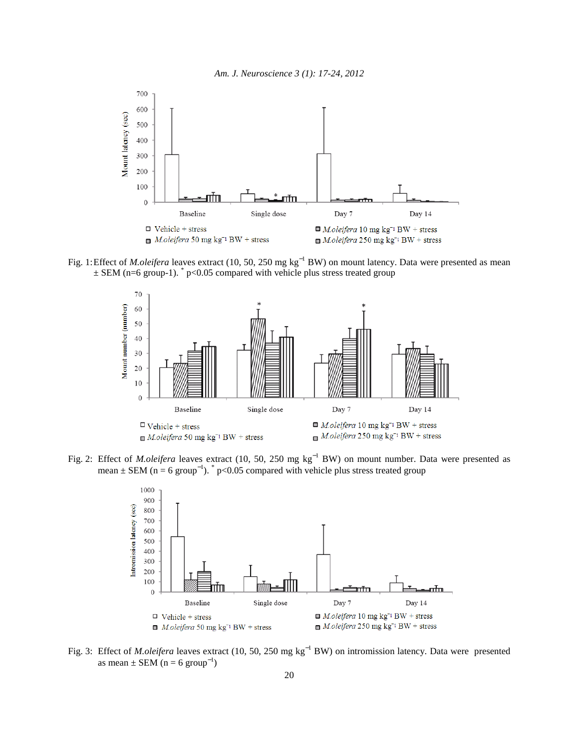Fig. 1: Effect of *M.oleifera* leaves extract (10, 50, 250 mg $kg^{-1}$ BW) on mount latency. Data were presented as mean ± SEM (n=6 group-1). * p<0.05 compared with vehicle plus stress treated group

Fig. 2: Effect of *M.oleifera* leaves extract (10, 50, 250 mg $kg^{-1}$ BW) on mount number. Data were presented as mean ± SEM (n = 6 $group^{-1}$). * p<0.05 compared with vehicle plus stress treated group

Fig. 3: Effect of *M.oleifera* leaves extract (10, 50, 250 mg $kg^{-1}$ BW) on intromission latency. Data were presented as mean ± SEM (n = 6 $group^{-1}$)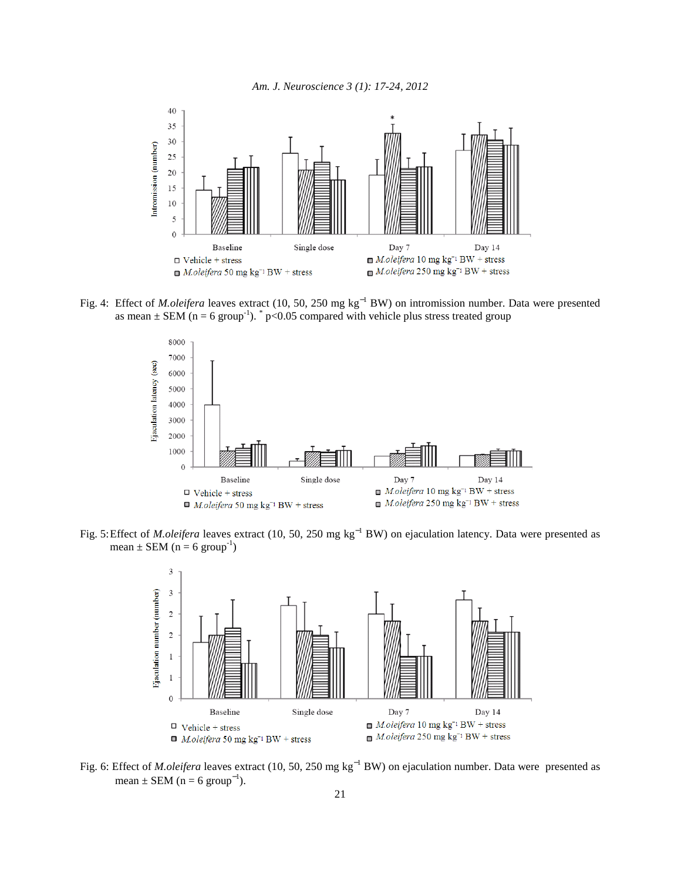Fig. 4: Effect of *M.oleifera* leaves extract (10, 50, 250 mg kg$^{-1}$ BW) on intromission number. Data were presented as mean ± SEM (n = 6 group$^{-1}$). * p<0.05 compared with vehicle plus stress treated group

Fig. 5: Effect of *M.oleifera* leaves extract (10, 50, 250 mg kg$^{-1}$ BW) on ejaculation latency. Data were presented as mean ± SEM (n = 6 group$^{-1}$)

Fig. 6: Effect of *M.oleifera* leaves extract (10, 50, 250 mg kg$^{-1}$ BW) on ejaculation number. Data were presented as mean ± SEM (n = 6 group$^{-1}$).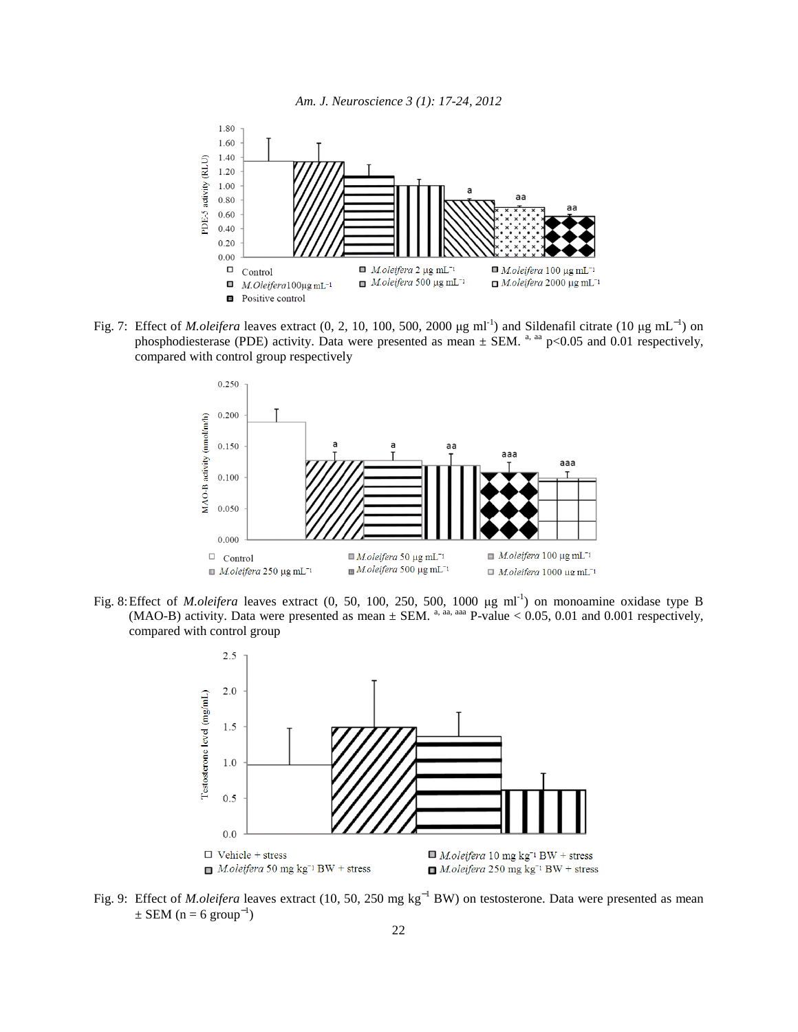Fig. 7: Effect of *M.oleifera* leaves extract (0, 2, 10, 100, 500, 2000 μg ml$^{-1}$) and Sildenafil citrate (10 μg mL$^{-1}$) on phosphodiesterase (PDE) activity. Data were presented as mean ± SEM. [a, aa] $p<0.05$ and 0.01 respectively, compared with control group respectively

Fig. 8: Effect of *M.oleifera* leaves extract (0, 50, 100, 250, 500, 1000 μg ml$^{-1}$) on monoamine oxidase type B (MAO-B) activity. Data were presented as mean ± SEM. [a, aa, aaa] P-value < 0.05, 0.01 and 0.001 respectively, compared with control group

Fig. 9: Effect of *M.oleifera* leaves extract (10, 50, 250 mg kg$^{-1}$ BW) on testosterone. Data were presented as mean ± SEM (n = 6 group$^{-1}$)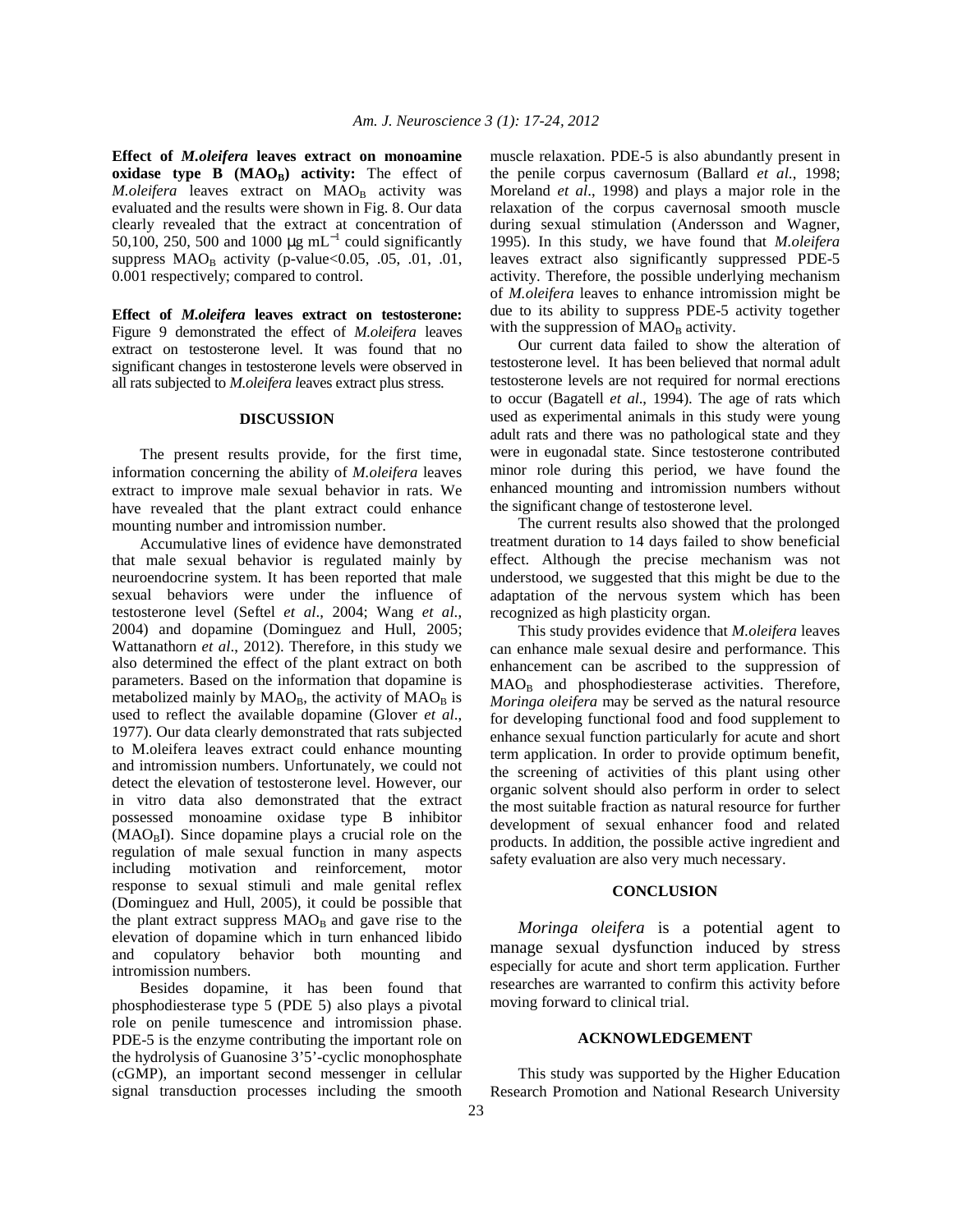**Effect of *M.oleifera* leaves extract on monoamine oxidase type B ($MAO_B$) activity:** The effect of *M.oleifera* leaves extract on $MAO_B$ activity was evaluated and the results were shown in Fig. 8. Our data clearly revealed that the extract at concentration of 50,100, 250, 500 and 1000 μg $mL^{-1}$ could significantly suppress $MAO_B$ activity (p-value<0.05, .05, .01, .01, 0.001 respectively; compared to control.

**Effect of *M.oleifera* leaves extract on testosterone:** Figure 9 demonstrated the effect of *M.oleifera* leaves extract on testosterone level. It was found that no significant changes in testosterone levels were observed in all rats subjected to *M.oleifera* leaves extract plus stress.

## DISCUSSION

The present results provide, for the first time, information concerning the ability of *M.oleifera* leaves extract to improve male sexual behavior in rats. We have revealed that the plant extract could enhance mounting number and intromission number.

Accumulative lines of evidence have demonstrated that male sexual behavior is regulated mainly by neuroendocrine system. It has been reported that male sexual behaviors were under the influence of testosterone level (Seftel *et al*., 2004; Wang *et al*., 2004) and dopamine (Dominguez and Hull, 2005; Wattanathorn *et al*., 2012). Therefore, in this study we also determined the effect of the plant extract on both parameters. Based on the information that dopamine is metabolized mainly by $MAO_B$, the activity of $MAO_B$ is used to reflect the available dopamine (Glover *et al*., 1977). Our data clearly demonstrated that rats subjected to M.oleifera leaves extract could enhance mounting and intromission numbers. Unfortunately, we could not detect the elevation of testosterone level. However, our in vitro data also demonstrated that the extract possessed monoamine oxidase type B inhibitor ($MAO_BI$). Since dopamine plays a crucial role on the regulation of male sexual function in many aspects including motivation and reinforcement, motor response to sexual stimuli and male genital reflex (Dominguez and Hull, 2005), it could be possible that the plant extract suppress $MAO_B$ and gave rise to the elevation of dopamine which in turn enhanced libido and copulatory behavior both mounting and intromission numbers.

Besides dopamine, it has been found that phosphodiesterase type 5 (PDE 5) also plays a pivotal role on penile tumescence and intromission phase. PDE-5 is the enzyme contributing the important role on the hydrolysis of Guanosine 3'5'-cyclic monophosphate (cGMP), an important second messenger in cellular signal transduction processes including the smooth muscle relaxation. PDE-5 is also abundantly present in the penile corpus cavernosum (Ballard *et al*., 1998; Moreland *et al*., 1998) and plays a major role in the relaxation of the corpus cavernosal smooth muscle during sexual stimulation (Andersson and Wagner, 1995). In this study, we have found that *M.oleifera* leaves extract also significantly suppressed PDE-5 activity. Therefore, the possible underlying mechanism of *M.oleifera* leaves to enhance intromission might be due to its ability to suppress PDE-5 activity together with the suppression of $MAO_B$ activity.

Our current data failed to show the alteration of testosterone level. It has been believed that normal adult testosterone levels are not required for normal erections to occur (Bagatell *et al*., 1994). The age of rats which used as experimental animals in this study were young adult rats and there was no pathological state and they were in eugonadal state. Since testosterone contributed minor role during this period, we have found the enhanced mounting and intromission numbers without the significant change of testosterone level.

The current results also showed that the prolonged treatment duration to 14 days failed to show beneficial effect. Although the precise mechanism was not understood, we suggested that this might be due to the adaptation of the nervous system which has been recognized as high plasticity organ.

This study provides evidence that *M.oleifera* leaves can enhance male sexual desire and performance. This enhancement can be ascribed to the suppression of $MAO_B$ and phosphodiesterase activities. Therefore, *Moringa oleifera* may be served as the natural resource for developing functional food and food supplement to enhance sexual function particularly for acute and short term application. In order to provide optimum benefit, the screening of activities of this plant using other organic solvent should also perform in order to select the most suitable fraction as natural resource for further development of sexual enhancer food and related products. In addition, the possible active ingredient and safety evaluation are also very much necessary.

## CONCLUSION

*Moringa oleifera* is a potential agent to manage sexual dysfunction induced by stress especially for acute and short term application. Further researches are warranted to confirm this activity before moving forward to clinical trial.

## ACKNOWLEDGEMENT

This study was supported by the Higher Education Research Promotion and National Research University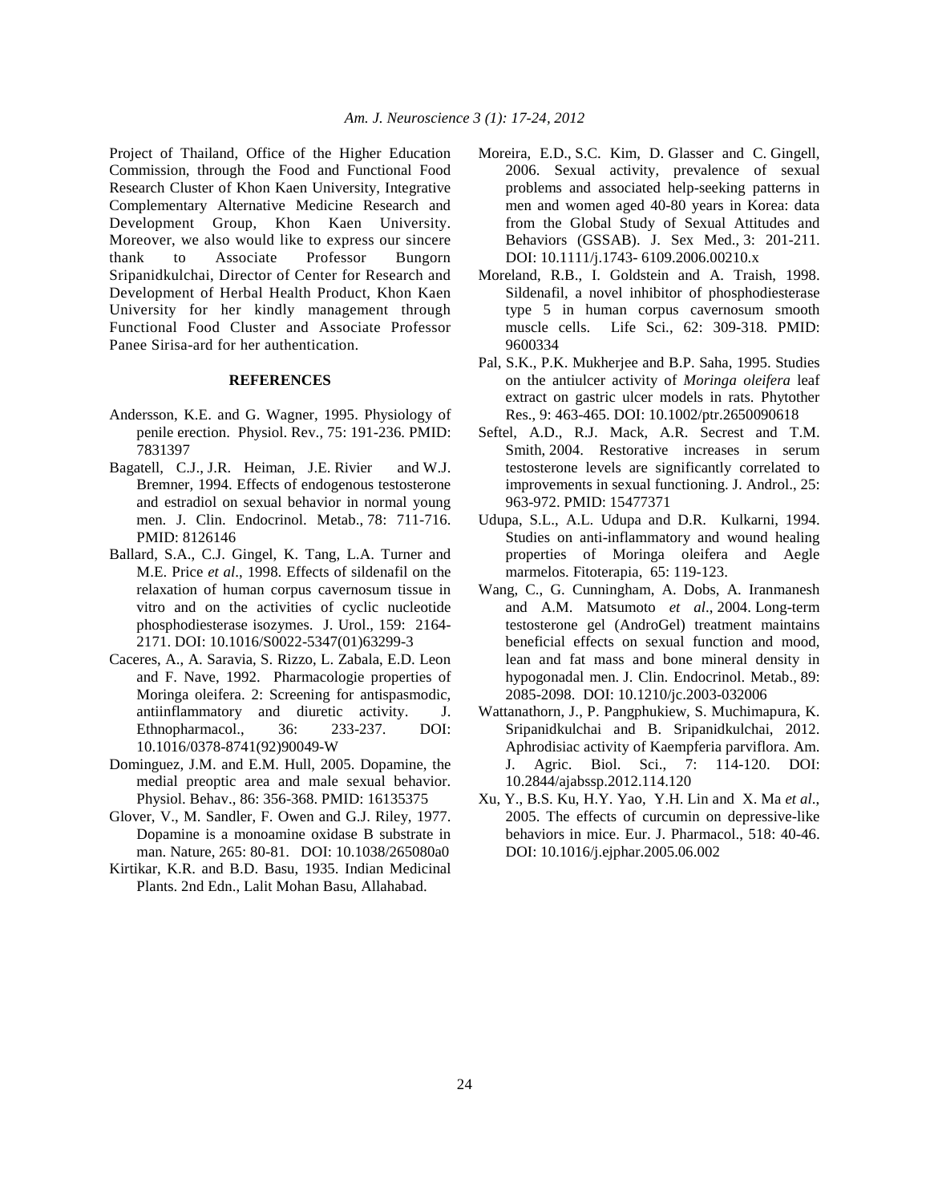Project of Thailand, Office of the Higher Education Commission, through the Food and Functional Food Research Cluster of Khon Kaen University, Integrative Complementary Alternative Medicine Research and Development Group, Khon Kaen University. Moreover, we also would like to express our sincere thank to Associate Professor Bungorn Sripanidkulchai, Director of Center for Research and Development of Herbal Health Product, Khon Kaen University for her kindly management through Functional Food Cluster and Associate Professor Panee Sirisa-ard for her authentication.

## REFERENCES

Andersson, K.E. and G. Wagner, 1995. Physiology of penile erection. Physiol. Rev., 75: 191-236. PMID: 7831397

Bagatell, C.J., J.R. Heiman, J.E. Rivier and W.J. Bremner, 1994. Effects of endogenous testosterone and estradiol on sexual behavior in normal young men. J. Clin. Endocrinol. Metab., 78: 711-716. PMID: 8126146

Ballard, S.A., C.J. Gingel, K. Tang, L.A. Turner and M.E. Price *et al*., 1998. Effects of sildenafil on the relaxation of human corpus cavernosum tissue in vitro and on the activities of cyclic nucleotide phosphodiesterase isozymes. J. Urol., 159: 2164-2171. DOI: 10.1016/S0022-5347(01)63299-3

Caceres, A., A. Saravia, S. Rizzo, L. Zabala, E.D. Leon and F. Nave, 1992. Pharmacologie properties of Moringa oleifera. 2: Screening for antispasmodic, antiinflammatory and diuretic activity. J. Ethnopharmacol., 36: 233-237. DOI: 10.1016/0378-8741(92)90049-W

Dominguez, J.M. and E.M. Hull, 2005. Dopamine, the medial preoptic area and male sexual behavior. Physiol. Behav., 86: 356-368. PMID: 16135375

Glover, V., M. Sandler, F. Owen and G.J. Riley, 1977. Dopamine is a monoamine oxidase B substrate in man. Nature, 265: 80-81. DOI: 10.1038/265080a0

Kirtikar, K.R. and B.D. Basu, 1935. Indian Medicinal Plants. 2nd Edn., Lalit Mohan Basu, Allahabad.

Moreira, E.D., S.C. Kim, D. Glasser and C. Gingell, 2006. Sexual activity, prevalence of sexual problems and associated help-seeking patterns in men and women aged 40-80 years in Korea: data from the Global Study of Sexual Attitudes and Behaviors (GSSAB). J. Sex Med., 3: 201-211. DOI: 10.1111/j.1743- 6109.2006.00210.x

Moreland, R.B., I. Goldstein and A. Traish, 1998. Sildenafil, a novel inhibitor of phosphodiesterase type 5 in human corpus cavernosum smooth muscle cells. Life Sci., 62: 309-318. PMID: 9600334

Pal, S.K., P.K. Mukherjee and B.P. Saha, 1995. Studies on the antiulcer activity of *Moringa oleifera* leaf extract on gastric ulcer models in rats. Phytother Res., 9: 463-465. DOI: 10.1002/ptr.2650090618

Seftel, A.D., R.J. Mack, A.R. Secrest and T.M. Smith, 2004. Restorative increases in serum testosterone levels are significantly correlated to improvements in sexual functioning. J. Androl., 25: 963-972. PMID: 15477371

Udupa, S.L., A.L. Udupa and D.R. Kulkarni, 1994. Studies on anti-inflammatory and wound healing properties of Moringa oleifera and Aegle marmelos. Fitoterapia, 65: 119-123.

Wang, C., G. Cunningham, A. Dobs, A. Iranmanesh and A.M. Matsumoto *et al*., 2004. Long-term testosterone gel (AndroGel) treatment maintains beneficial effects on sexual function and mood, lean and fat mass and bone mineral density in hypogonadal men. J. Clin. Endocrinol. Metab., 89: 2085-2098. DOI: 10.1210/jc.2003-032006

Wattanathorn, J., P. Pangphukiew, S. Muchimapura, K. Sripanidkulchai and B. Sripanidkulchai, 2012. Aphrodisiac activity of Kaempferia parviflora. Am. J. Agric. Biol. Sci., 7: 114-120. DOI: 10.2844/ajabssp.2012.114.120

Xu, Y., B.S. Ku, H.Y. Yao, Y.H. Lin and X. Ma *et al*., 2005. The effects of curcumin on depressive-like behaviors in mice. Eur. J. Pharmacol., 518: 40-46. DOI: 10.1016/j.ejphar.2005.06.002